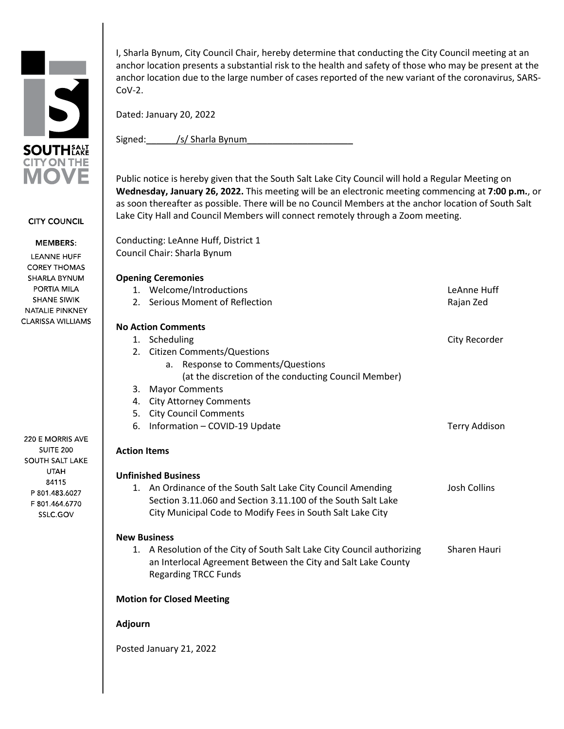SOUTH SALT LAKE
CITY ON THE MOVE

CITY COUNCIL

MEMBERS:

LEANNE HUFF
COREY THOMAS
SHARLA BYNUM
PORTIA MILA
SHANE SIWIK
NATALIE PINKNEY
CLARISSA WILLIAMS

220 E MORRIS AVE
SUITE 200
SOUTH SALT LAKE
UTAH
84115
P 801.483.6027
F 801.464.6770
SSLC.GOV

I, Sharla Bynum, City Council Chair, hereby determine that conducting the City Council meeting at an anchor location presents a substantial risk to the health and safety of those who may be present at the anchor location due to the large number of cases reported of the new variant of the coronavirus, SARS-CoV-2.

Dated: January 20, 2022

Signed:______/s/ Sharla Bynum____________________

Public notice is hereby given that the South Salt Lake City Council will hold a Regular Meeting on **Wednesday, January 26, 2022.** This meeting will be an electronic meeting commencing at **7:00 p.m.**, or as soon thereafter as possible. There will be no Council Members at the anchor location of South Salt Lake City Hall and Council Members will connect remotely through a Zoom meeting.

Conducting: LeAnne Huff, District 1
Council Chair: Sharla Bynum

**Opening Ceremonies**

1. Welcome/Introductions — LeAnne Huff
2. Serious Moment of Reflection — Rajan Zed

**No Action Comments**

1. Scheduling — City Recorder
2. Citizen Comments/Questions
   a. Response to Comments/Questions
      (at the discretion of the conducting Council Member)
3. Mayor Comments
4. City Attorney Comments
5. City Council Comments
6. Information – COVID-19 Update — Terry Addison

**Action Items**

**Unfinished Business**

1. An Ordinance of the South Salt Lake City Council Amending Section 3.11.060 and Section 3.11.100 of the South Salt Lake City Municipal Code to Modify Fees in South Salt Lake City — Josh Collins

**New Business**

1. A Resolution of the City of South Salt Lake City Council authorizing an Interlocal Agreement Between the City and Salt Lake County Regarding TRCC Funds — Sharen Hauri

**Motion for Closed Meeting**

**Adjourn**

Posted January 21, 2022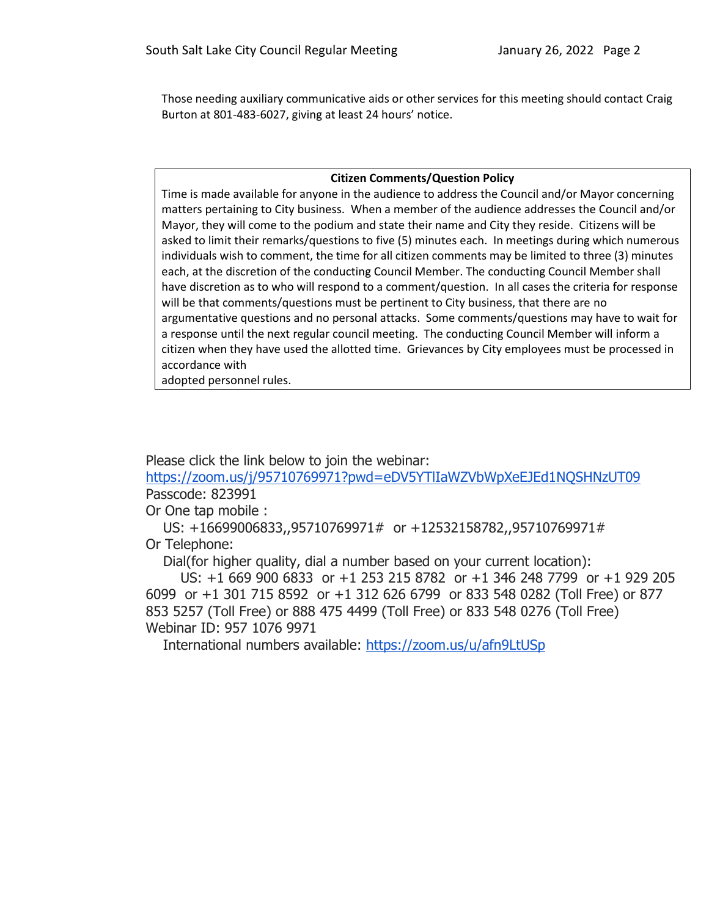Those needing auxiliary communicative aids or other services for this meeting should contact Craig Burton at 801-483-6027, giving at least 24 hours' notice.

**Citizen Comments/Question Policy**

Time is made available for anyone in the audience to address the Council and/or Mayor concerning matters pertaining to City business. When a member of the audience addresses the Council and/or Mayor, they will come to the podium and state their name and City they reside. Citizens will be asked to limit their remarks/questions to five (5) minutes each. In meetings during which numerous individuals wish to comment, the time for all citizen comments may be limited to three (3) minutes each, at the discretion of the conducting Council Member. The conducting Council Member shall have discretion as to who will respond to a comment/question. In all cases the criteria for response will be that comments/questions must be pertinent to City business, that there are no argumentative questions and no personal attacks. Some comments/questions may have to wait for a response until the next regular council meeting. The conducting Council Member will inform a citizen when they have used the allotted time. Grievances by City employees must be processed in accordance with adopted personnel rules.

Please click the link below to join the webinar:
https://zoom.us/j/95710769971?pwd=eDV5YTlIaWZVbWpXeEJEd1NQSHNzUT09
Passcode: 823991
Or One tap mobile :
US: +16699006833,,95710769971# or +12532158782,,95710769971#
Or Telephone:
Dial(for higher quality, dial a number based on your current location):
US: +1 669 900 6833 or +1 253 215 8782 or +1 346 248 7799 or +1 929 205 6099 or +1 301 715 8592 or +1 312 626 6799 or 833 548 0282 (Toll Free) or 877 853 5257 (Toll Free) or 888 475 4499 (Toll Free) or 833 548 0276 (Toll Free)
Webinar ID: 957 1076 9971
International numbers available: https://zoom.us/u/afn9LtUSp